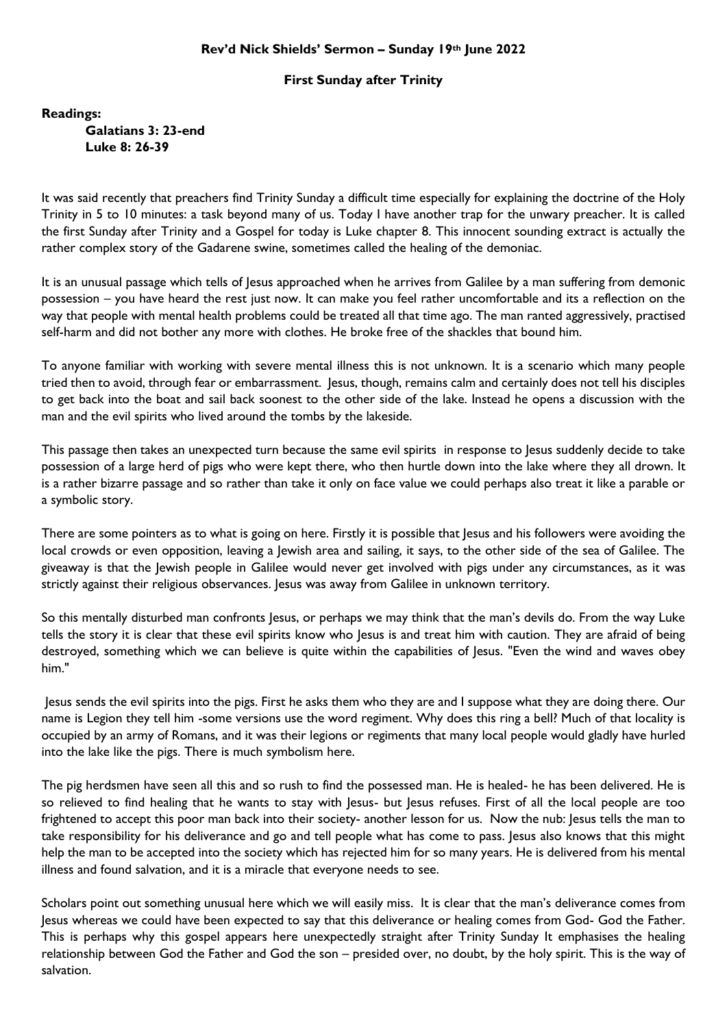**Rev'd Nick Shields' Sermon – Sunday 19th June 2022**

**First Sunday after Trinity**

**Readings:**

**Galatians 3: 23-end**
**Luke 8: 26-39**

It was said recently that preachers find Trinity Sunday a difficult time especially for explaining the doctrine of the Holy Trinity in 5 to 10 minutes: a task beyond many of us. Today I have another trap for the unwary preacher. It is called the first Sunday after Trinity and a Gospel for today is Luke chapter 8. This innocent sounding extract is actually the rather complex story of the Gadarene swine, sometimes called the healing of the demoniac.

It is an unusual passage which tells of Jesus approached when he arrives from Galilee by a man suffering from demonic possession – you have heard the rest just now. It can make you feel rather uncomfortable and its a reflection on the way that people with mental health problems could be treated all that time ago. The man ranted aggressively, practised self-harm and did not bother any more with clothes. He broke free of the shackles that bound him.

To anyone familiar with working with severe mental illness this is not unknown. It is a scenario which many people tried then to avoid, through fear or embarrassment. Jesus, though, remains calm and certainly does not tell his disciples to get back into the boat and sail back soonest to the other side of the lake. Instead he opens a discussion with the man and the evil spirits who lived around the tombs by the lakeside.

This passage then takes an unexpected turn because the same evil spirits in response to Jesus suddenly decide to take possession of a large herd of pigs who were kept there, who then hurtle down into the lake where they all drown. It is a rather bizarre passage and so rather than take it only on face value we could perhaps also treat it like a parable or a symbolic story.

There are some pointers as to what is going on here. Firstly it is possible that Jesus and his followers were avoiding the local crowds or even opposition, leaving a Jewish area and sailing, it says, to the other side of the sea of Galilee. The giveaway is that the Jewish people in Galilee would never get involved with pigs under any circumstances, as it was strictly against their religious observances. Jesus was away from Galilee in unknown territory.

So this mentally disturbed man confronts Jesus, or perhaps we may think that the man's devils do. From the way Luke tells the story it is clear that these evil spirits know who Jesus is and treat him with caution. They are afraid of being destroyed, something which we can believe is quite within the capabilities of Jesus. "Even the wind and waves obey him."

Jesus sends the evil spirits into the pigs. First he asks them who they are and I suppose what they are doing there. Our name is Legion they tell him -some versions use the word regiment. Why does this ring a bell? Much of that locality is occupied by an army of Romans, and it was their legions or regiments that many local people would gladly have hurled into the lake like the pigs. There is much symbolism here.

The pig herdsmen have seen all this and so rush to find the possessed man. He is healed- he has been delivered. He is so relieved to find healing that he wants to stay with Jesus- but Jesus refuses. First of all the local people are too frightened to accept this poor man back into their society- another lesson for us. Now the nub: Jesus tells the man to take responsibility for his deliverance and go and tell people what has come to pass. Jesus also knows that this might help the man to be accepted into the society which has rejected him for so many years. He is delivered from his mental illness and found salvation, and it is a miracle that everyone needs to see.

Scholars point out something unusual here which we will easily miss. It is clear that the man's deliverance comes from Jesus whereas we could have been expected to say that this deliverance or healing comes from God- God the Father. This is perhaps why this gospel appears here unexpectedly straight after Trinity Sunday It emphasises the healing relationship between God the Father and God the son – presided over, no doubt, by the holy spirit. This is the way of salvation.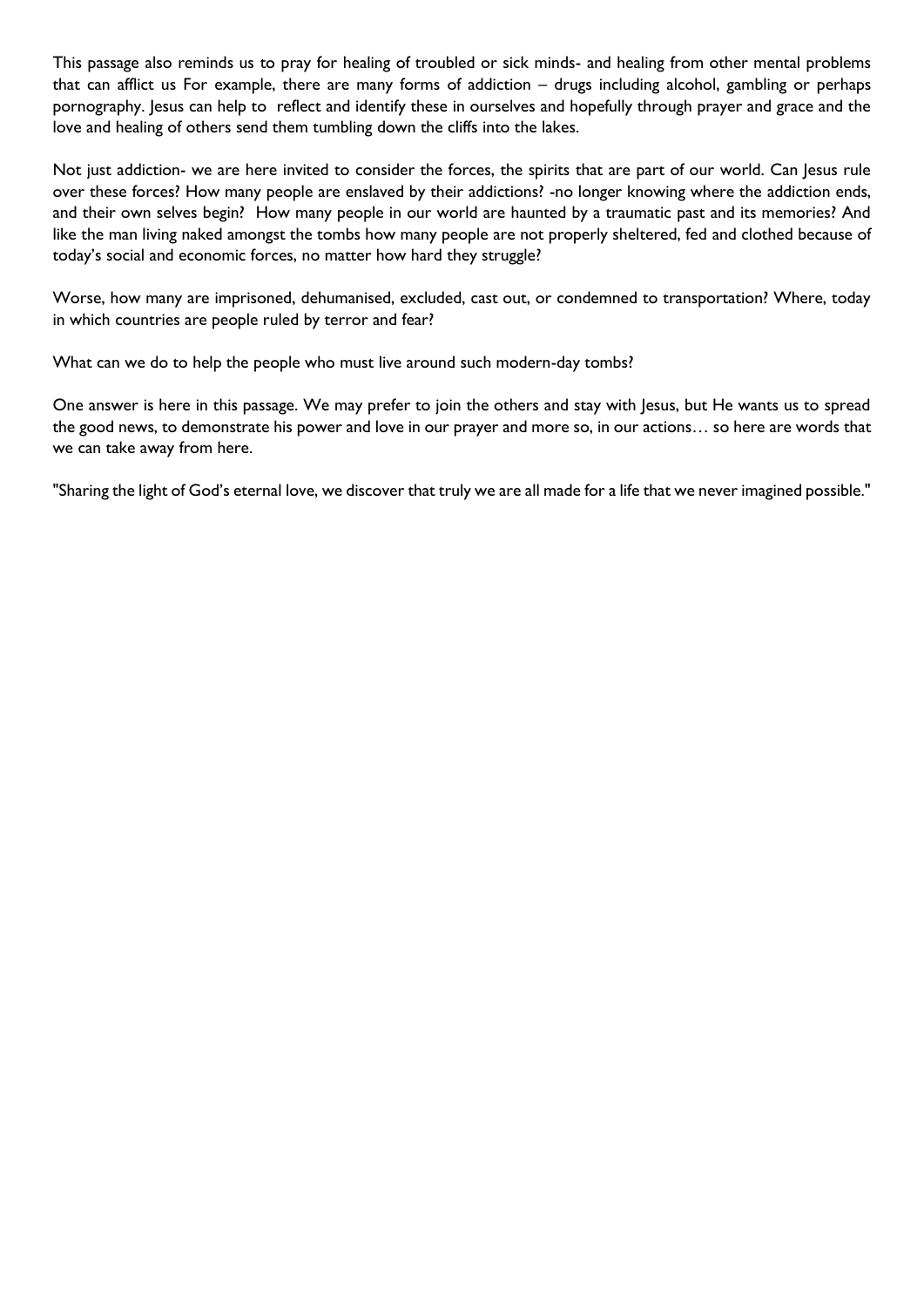This passage also reminds us to pray for healing of troubled or sick minds- and healing from other mental problems that can afflict us For example, there are many forms of addiction – drugs including alcohol, gambling or perhaps pornography. Jesus can help to reflect and identify these in ourselves and hopefully through prayer and grace and the love and healing of others send them tumbling down the cliffs into the lakes.

Not just addiction- we are here invited to consider the forces, the spirits that are part of our world. Can Jesus rule over these forces? How many people are enslaved by their addictions? -no longer knowing where the addiction ends, and their own selves begin? How many people in our world are haunted by a traumatic past and its memories? And like the man living naked amongst the tombs how many people are not properly sheltered, fed and clothed because of today's social and economic forces, no matter how hard they struggle?

Worse, how many are imprisoned, dehumanised, excluded, cast out, or condemned to transportation? Where, today in which countries are people ruled by terror and fear?

What can we do to help the people who must live around such modern-day tombs?

One answer is here in this passage. We may prefer to join the others and stay with Jesus, but He wants us to spread the good news, to demonstrate his power and love in our prayer and more so, in our actions… so here are words that we can take away from here.

"Sharing the light of God's eternal love, we discover that truly we are all made for a life that we never imagined possible."